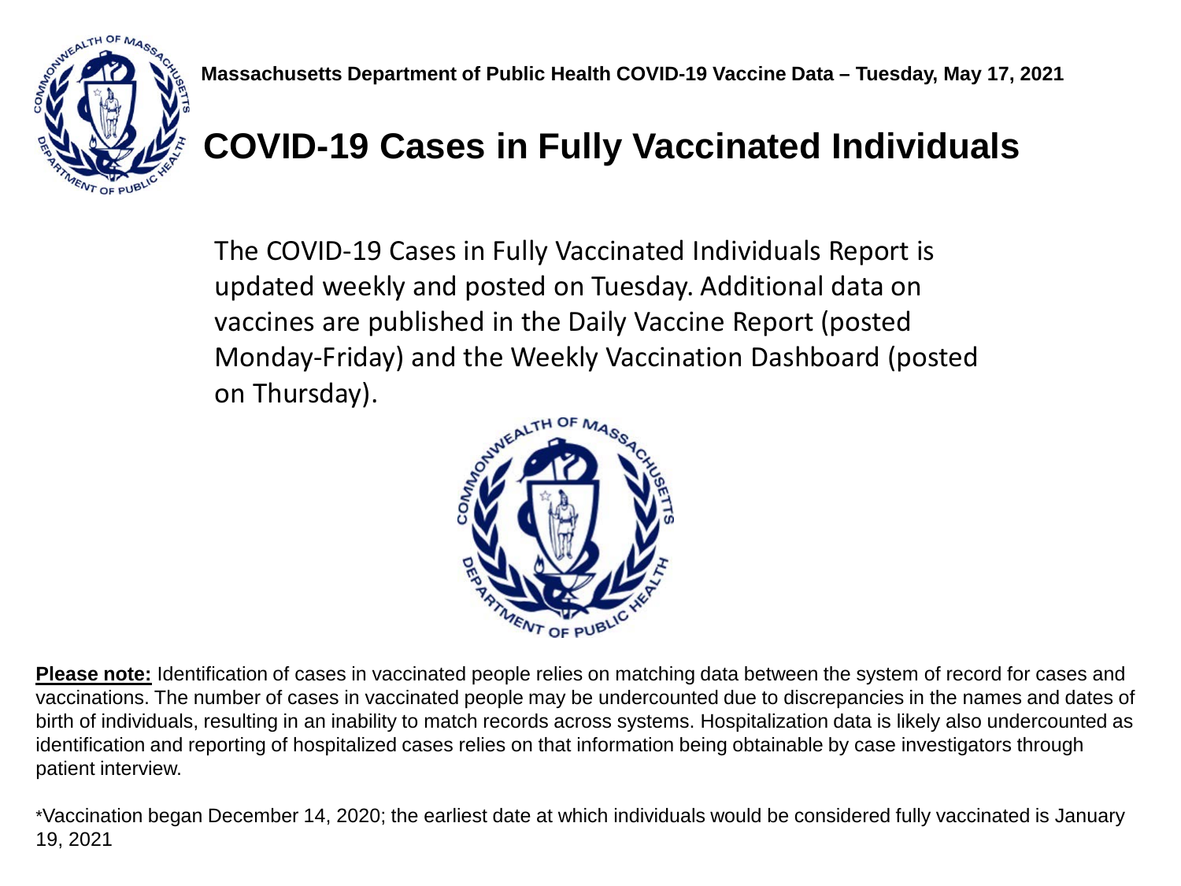Massachusetts Department of Public Health COVID-19 Vaccine Data – Tuesday, May 17, 2021

# COVID-19 Cases in Fully Vaccinated Individuals

The COVID-19 Cases in Fully Vaccinated Individuals Report is updated weekly and posted on Tuesday. Additional data on vaccines are published in the Daily Vaccine Report (posted Monday-Friday) and the Weekly Vaccination Dashboard (posted on Thursday).

**Please note:** Identification of cases in vaccinated people relies on matching data between the system of record for cases and vaccinations. The number of cases in vaccinated people may be undercounted due to discrepancies in the names and dates of birth of individuals, resulting in an inability to match records across systems. Hospitalization data is likely also undercounted as identification and reporting of hospitalized cases relies on that information being obtainable by case investigators through patient interview.

*Vaccination began December 14, 2020; the earliest date at which individuals would be considered fully vaccinated is January 19, 2021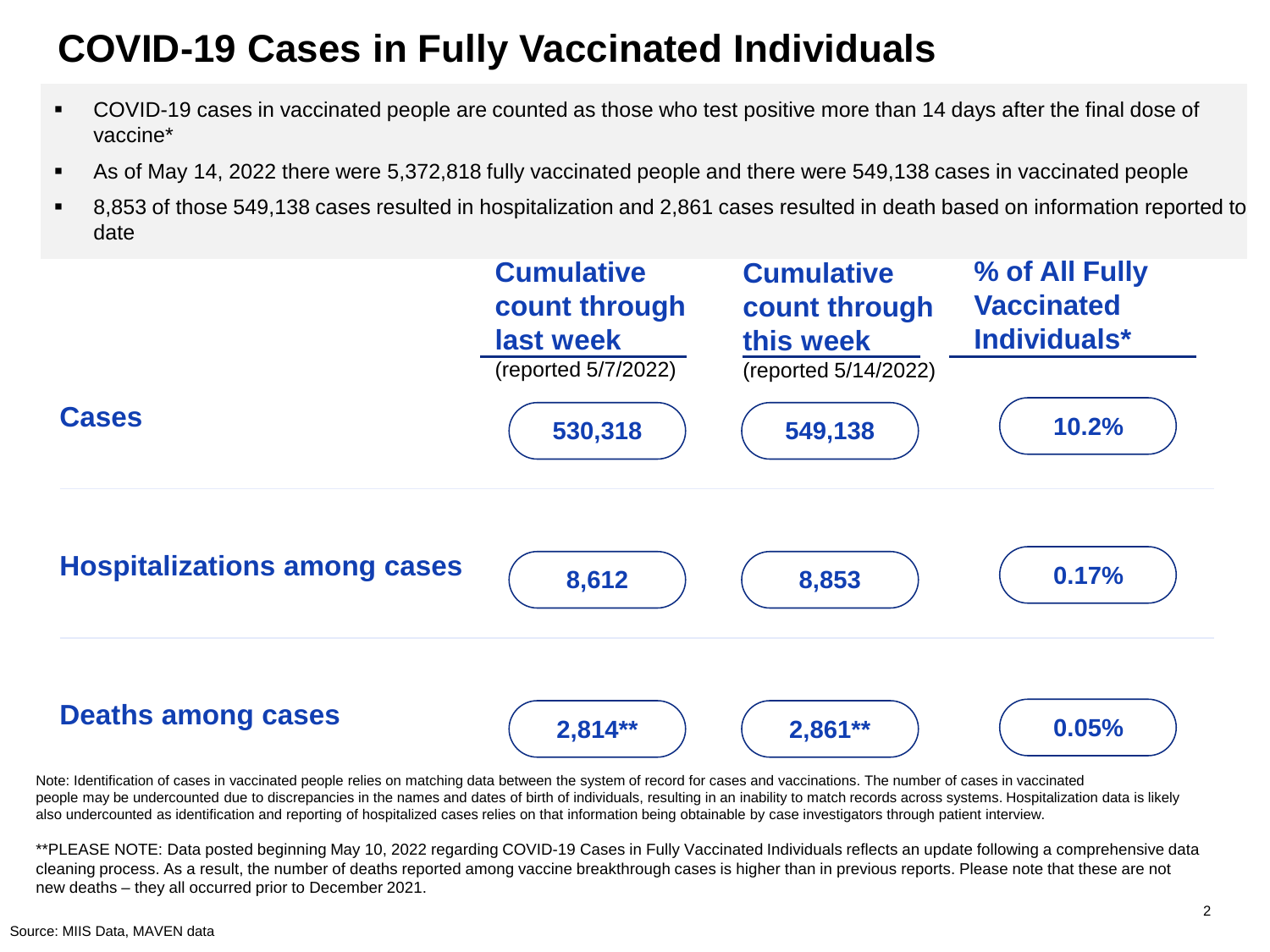# COVID-19 Cases in Fully Vaccinated Individuals

- COVID-19 cases in vaccinated people are counted as those who test positive more than 14 days after the final dose of vaccine*
- As of May 14, 2022 there were 5,372,818 fully vaccinated people and there were 549,138 cases in vaccinated people
- 8,853 of those 549,138 cases resulted in hospitalization and 2,861 cases resulted in death based on information reported to date

| | Cumulative count through last week (reported 5/7/2022) | Cumulative count through this week (reported 5/14/2022) | % of All Fully Vaccinated Individuals* |
|---|---|---|---|
| **Cases** | 530,318 | 549,138 | 10.2% |
| **Hospitalizations among cases** | 8,612 | 8,853 | 0.17% |
| **Deaths among cases** | 2,814** | 2,861** | 0.05% |

Note: Identification of cases in vaccinated people relies on matching data between the system of record for cases and vaccinations. The number of cases in vaccinated people may be undercounted due to discrepancies in the names and dates of birth of individuals, resulting in an inability to match records across systems. Hospitalization data is likely also undercounted as identification and reporting of hospitalized cases relies on that information being obtainable by case investigators through patient interview.

**PLEASE NOTE: Data posted beginning May 10, 2022 regarding COVID-19 Cases in Fully Vaccinated Individuals reflects an update following a comprehensive data cleaning process. As a result, the number of deaths reported among vaccine breakthrough cases is higher than in previous reports. Please note that these are not new deaths – they all occurred prior to December 2021.

Source: MIIS Data, MAVEN data